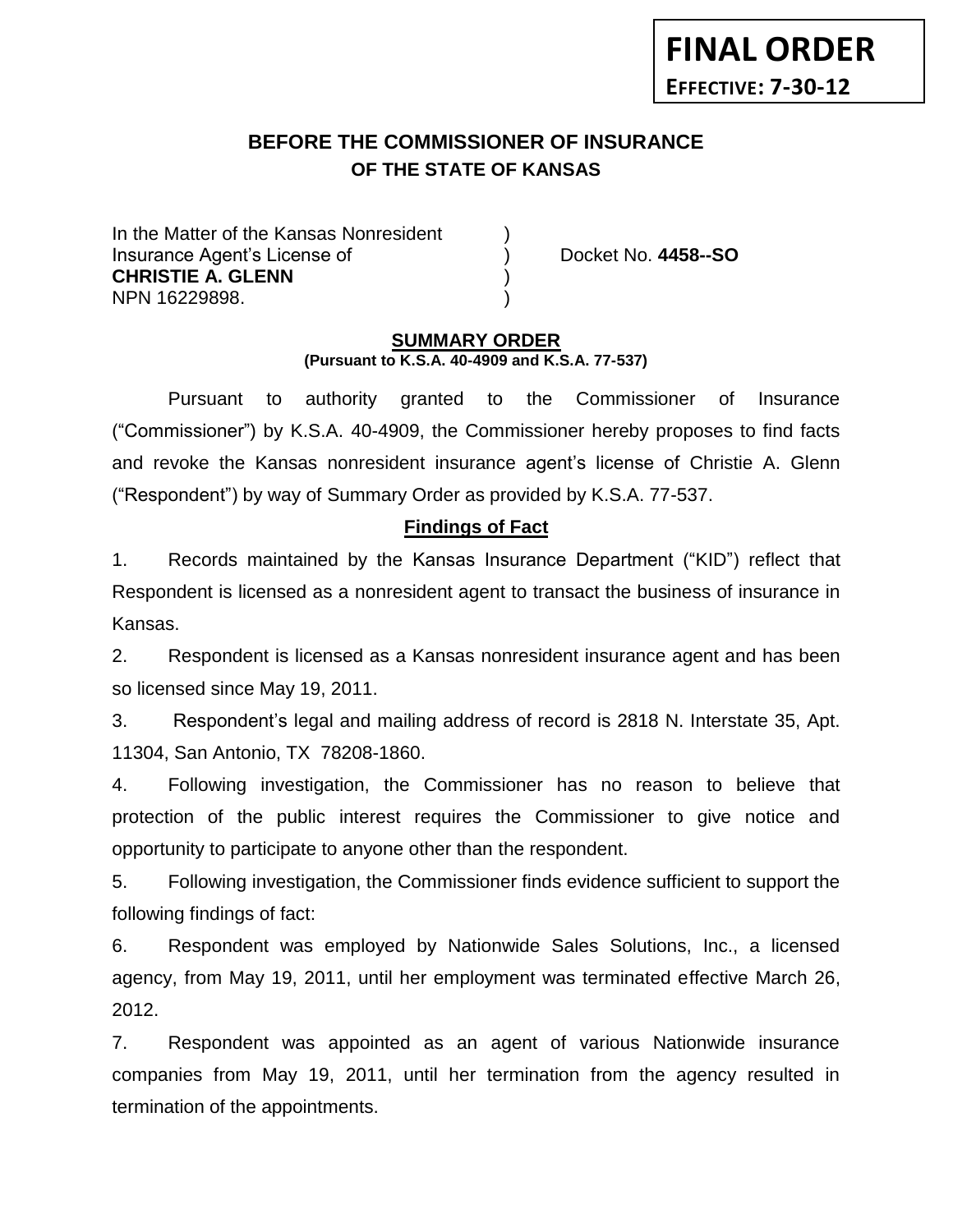**FINAL ORDER**

**EFFECTIVE: 7-30-12**

## BEFORE THE COMMISSIONER OF INSURANCE
## OF THE STATE OF KANSAS

In the Matter of the Kansas Nonresident )
Insurance Agent's License of ) Docket No. **4458--SO**
**CHRISTIE A. GLENN** )
NPN 16229898. )

### SUMMARY ORDER
**(Pursuant to K.S.A. 40-4909 and K.S.A. 77-537)**

Pursuant to authority granted to the Commissioner of Insurance ("Commissioner") by K.S.A. 40-4909, the Commissioner hereby proposes to find facts and revoke the Kansas nonresident insurance agent's license of Christie A. Glenn ("Respondent") by way of Summary Order as provided by K.S.A. 77-537.

### Findings of Fact

1. Records maintained by the Kansas Insurance Department ("KID") reflect that Respondent is licensed as a nonresident agent to transact the business of insurance in Kansas.

2. Respondent is licensed as a Kansas nonresident insurance agent and has been so licensed since May 19, 2011.

3. Respondent's legal and mailing address of record is 2818 N. Interstate 35, Apt. 11304, San Antonio, TX 78208-1860.

4. Following investigation, the Commissioner has no reason to believe that protection of the public interest requires the Commissioner to give notice and opportunity to participate to anyone other than the respondent.

5. Following investigation, the Commissioner finds evidence sufficient to support the following findings of fact:

6. Respondent was employed by Nationwide Sales Solutions, Inc., a licensed agency, from May 19, 2011, until her employment was terminated effective March 26, 2012.

7. Respondent was appointed as an agent of various Nationwide insurance companies from May 19, 2011, until her termination from the agency resulted in termination of the appointments.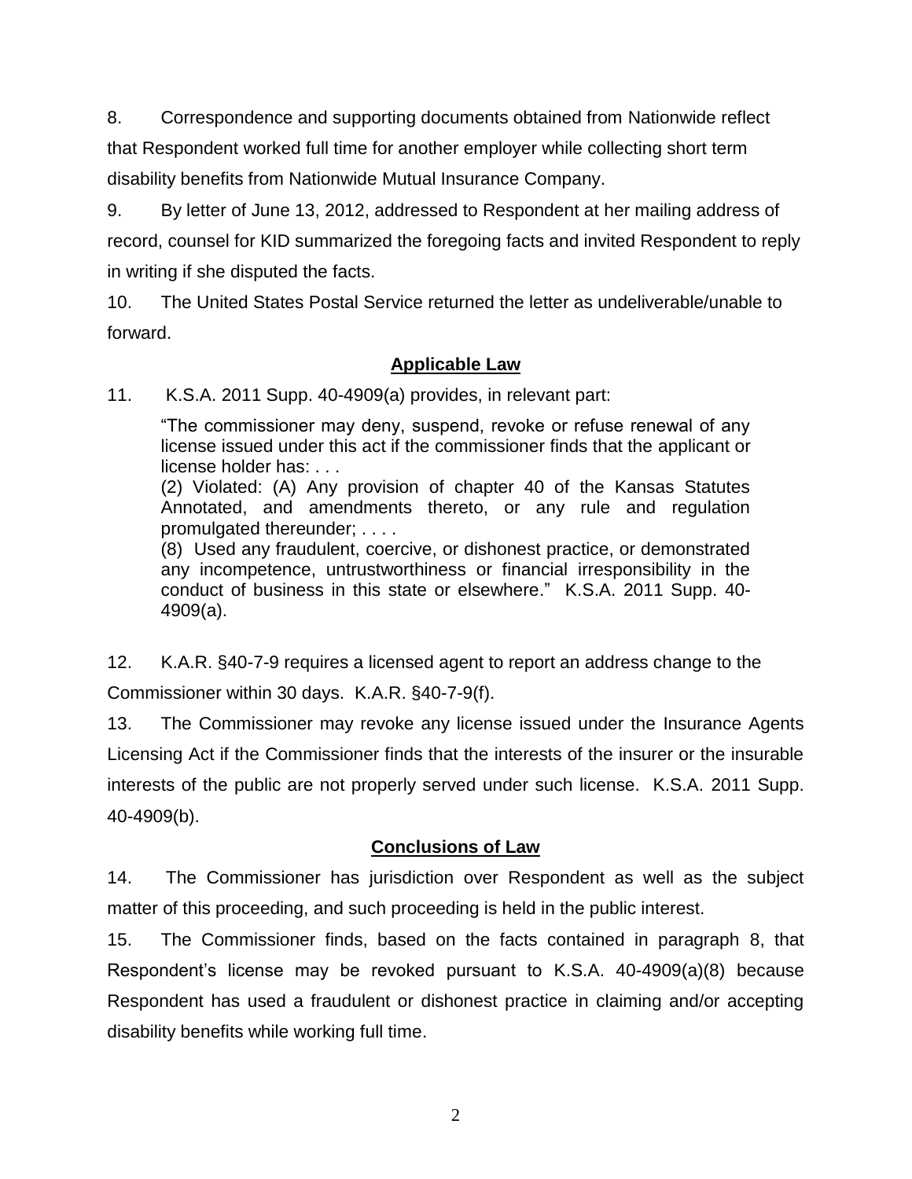8. Correspondence and supporting documents obtained from Nationwide reflect that Respondent worked full time for another employer while collecting short term disability benefits from Nationwide Mutual Insurance Company.

9. By letter of June 13, 2012, addressed to Respondent at her mailing address of record, counsel for KID summarized the foregoing facts and invited Respondent to reply in writing if she disputed the facts.

10. The United States Postal Service returned the letter as undeliverable/unable to forward.

## **Applicable Law**

11. K.S.A. 2011 Supp. 40-4909(a) provides, in relevant part:

> "The commissioner may deny, suspend, revoke or refuse renewal of any license issued under this act if the commissioner finds that the applicant or license holder has: . . .
> (2) Violated: (A) Any provision of chapter 40 of the Kansas Statutes Annotated, and amendments thereto, or any rule and regulation promulgated thereunder; . . . .
> (8) Used any fraudulent, coercive, or dishonest practice, or demonstrated any incompetence, untrustworthiness or financial irresponsibility in the conduct of business in this state or elsewhere." K.S.A. 2011 Supp. 40-4909(a).

12. K.A.R. §40-7-9 requires a licensed agent to report an address change to the Commissioner within 30 days. K.A.R. §40-7-9(f).

13. The Commissioner may revoke any license issued under the Insurance Agents Licensing Act if the Commissioner finds that the interests of the insurer or the insurable interests of the public are not properly served under such license. K.S.A. 2011 Supp. 40-4909(b).

## **Conclusions of Law**

14. The Commissioner has jurisdiction over Respondent as well as the subject matter of this proceeding, and such proceeding is held in the public interest.

15. The Commissioner finds, based on the facts contained in paragraph 8, that Respondent's license may be revoked pursuant to K.S.A. 40-4909(a)(8) because Respondent has used a fraudulent or dishonest practice in claiming and/or accepting disability benefits while working full time.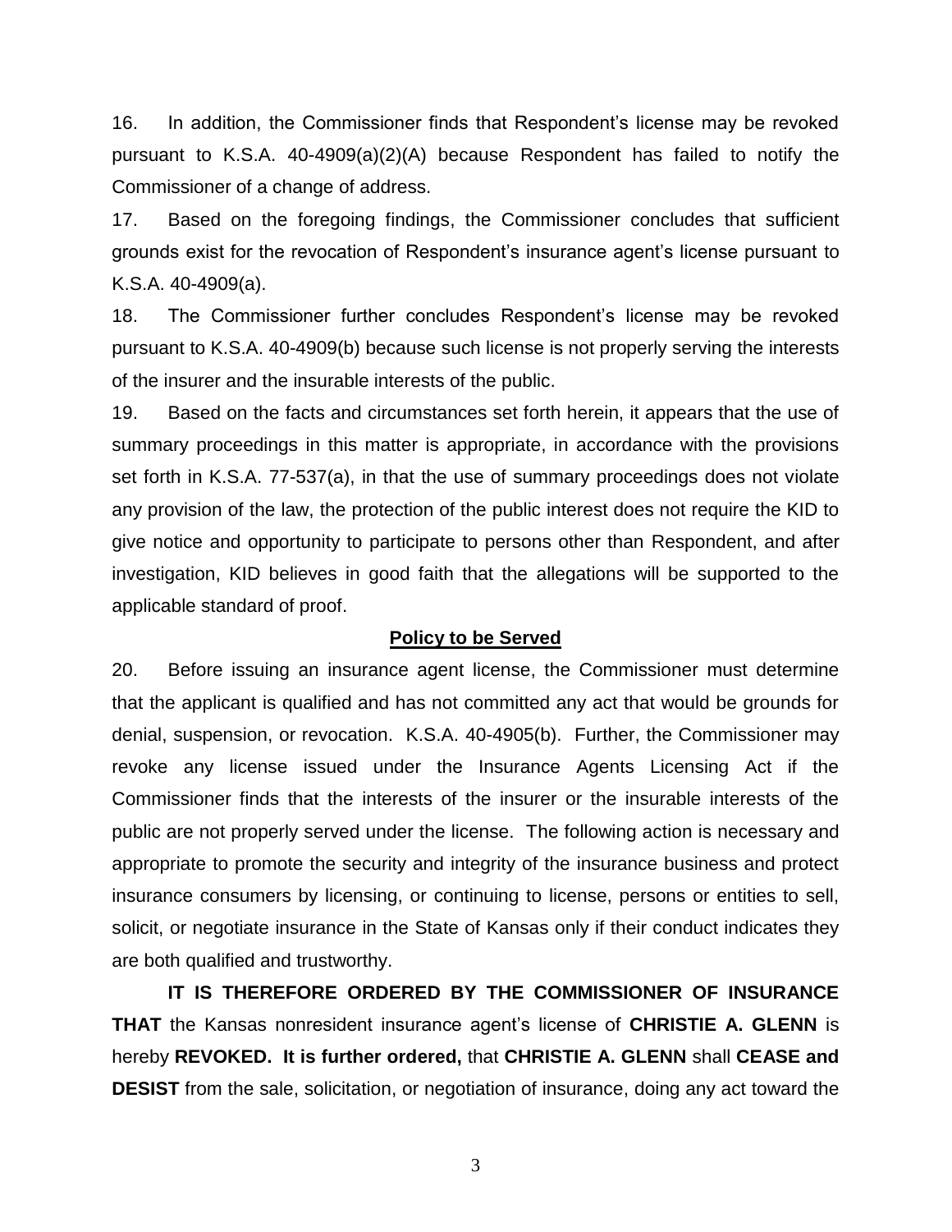16. In addition, the Commissioner finds that Respondent's license may be revoked pursuant to K.S.A. 40-4909(a)(2)(A) because Respondent has failed to notify the Commissioner of a change of address.

17. Based on the foregoing findings, the Commissioner concludes that sufficient grounds exist for the revocation of Respondent's insurance agent's license pursuant to K.S.A. 40-4909(a).

18. The Commissioner further concludes Respondent's license may be revoked pursuant to K.S.A. 40-4909(b) because such license is not properly serving the interests of the insurer and the insurable interests of the public.

19. Based on the facts and circumstances set forth herein, it appears that the use of summary proceedings in this matter is appropriate, in accordance with the provisions set forth in K.S.A. 77-537(a), in that the use of summary proceedings does not violate any provision of the law, the protection of the public interest does not require the KID to give notice and opportunity to participate to persons other than Respondent, and after investigation, KID believes in good faith that the allegations will be supported to the applicable standard of proof.

## Policy to be Served

20. Before issuing an insurance agent license, the Commissioner must determine that the applicant is qualified and has not committed any act that would be grounds for denial, suspension, or revocation. K.S.A. 40-4905(b). Further, the Commissioner may revoke any license issued under the Insurance Agents Licensing Act if the Commissioner finds that the interests of the insurer or the insurable interests of the public are not properly served under the license. The following action is necessary and appropriate to promote the security and integrity of the insurance business and protect insurance consumers by licensing, or continuing to license, persons or entities to sell, solicit, or negotiate insurance in the State of Kansas only if their conduct indicates they are both qualified and trustworthy.

**IT IS THEREFORE ORDERED BY THE COMMISSIONER OF INSURANCE THAT** the Kansas nonresident insurance agent's license of **CHRISTIE A. GLENN** is hereby **REVOKED. It is further ordered,** that **CHRISTIE A. GLENN** shall **CEASE and DESIST** from the sale, solicitation, or negotiation of insurance, doing any act toward the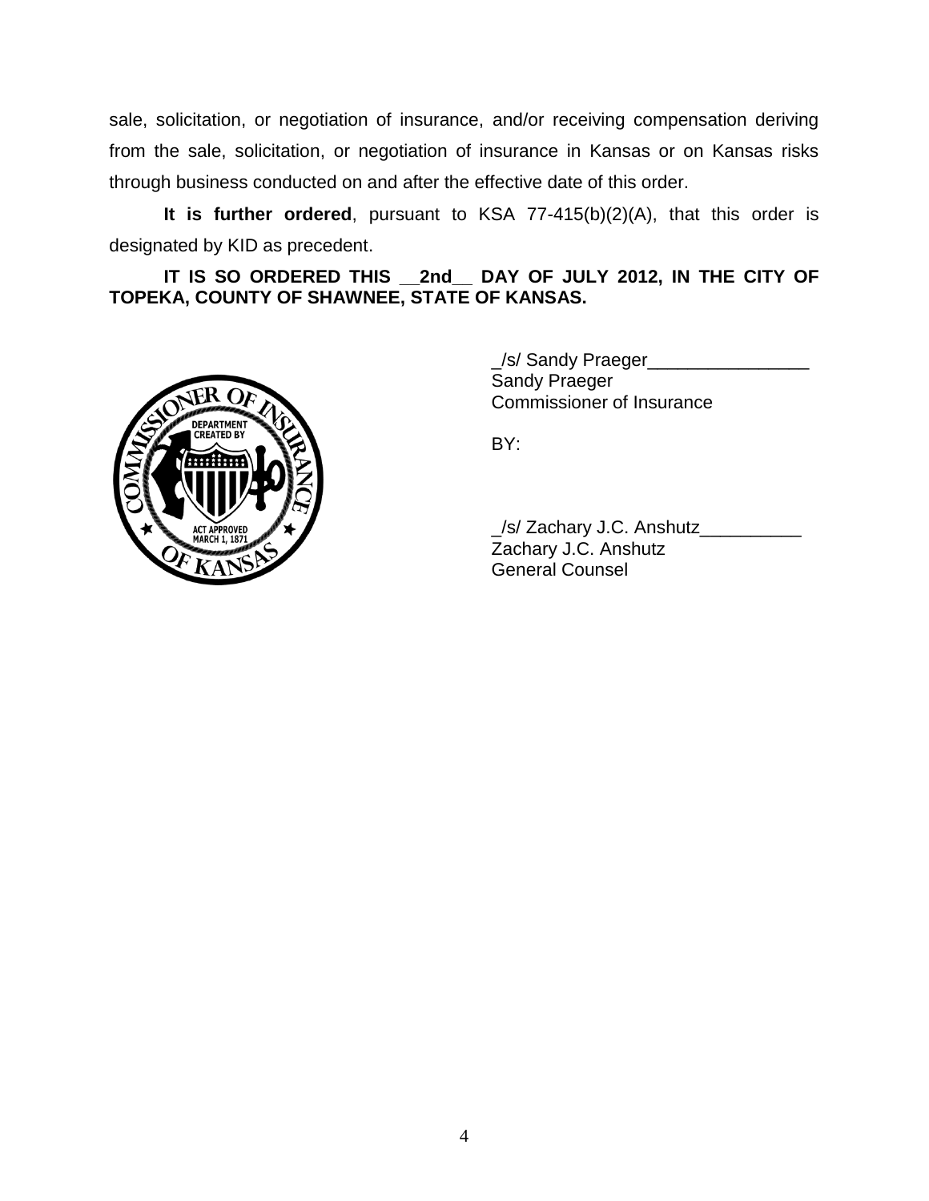sale, solicitation, or negotiation of insurance, and/or receiving compensation deriving from the sale, solicitation, or negotiation of insurance in Kansas or on Kansas risks through business conducted on and after the effective date of this order.

**It is further ordered**, pursuant to KSA 77-415(b)(2)(A), that this order is designated by KID as precedent.

**IT IS SO ORDERED THIS __2nd__ DAY OF JULY 2012, IN THE CITY OF TOPEKA, COUNTY OF SHAWNEE, STATE OF KANSAS.**

_/s/ Sandy Praeger________________
Sandy Praeger
Commissioner of Insurance

BY:

_/s/ Zachary J.C. Anshutz__________
Zachary J.C. Anshutz
General Counsel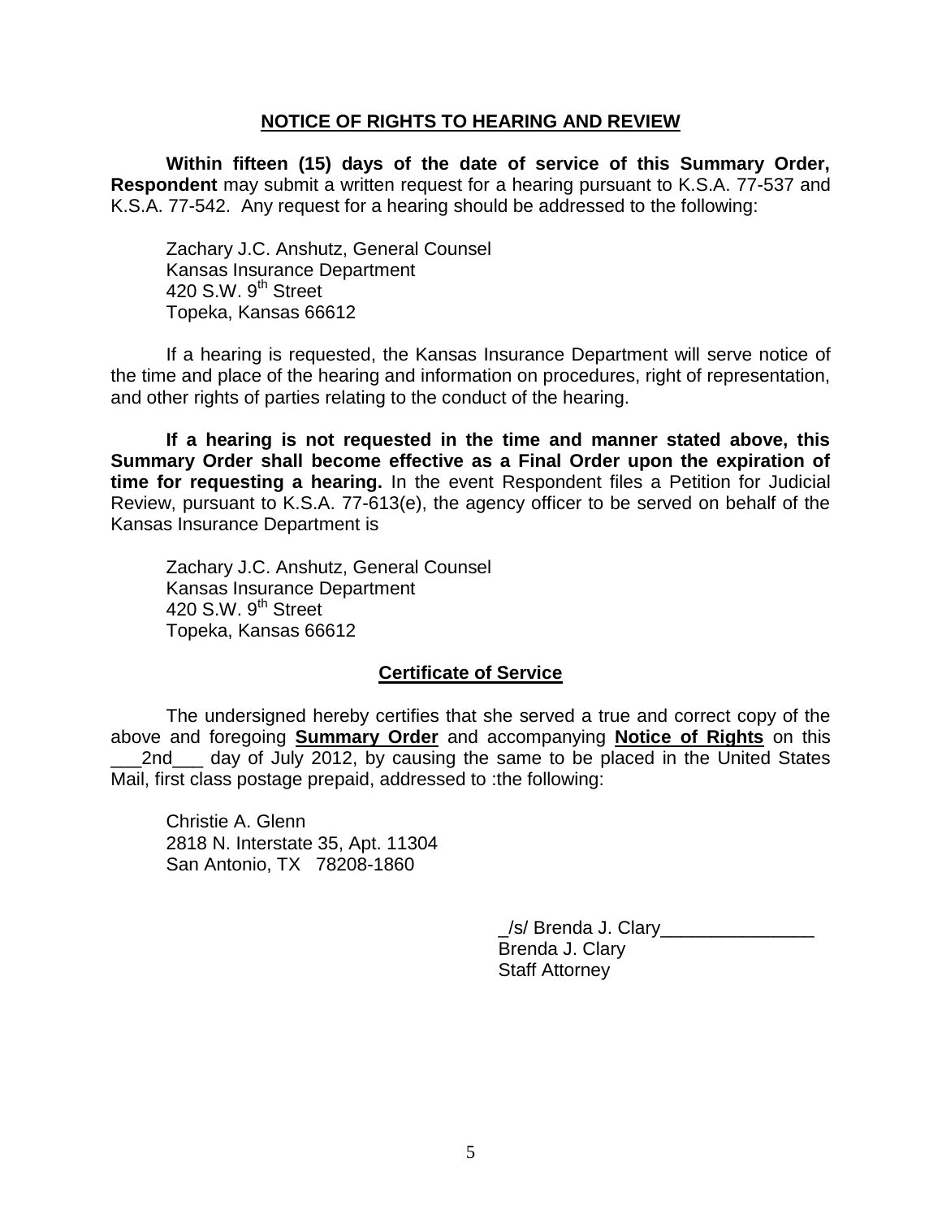## NOTICE OF RIGHTS TO HEARING AND REVIEW

**Within fifteen (15) days of the date of service of this Summary Order, Respondent** may submit a written request for a hearing pursuant to K.S.A. 77-537 and K.S.A. 77-542. Any request for a hearing should be addressed to the following:

Zachary J.C. Anshutz, General Counsel
Kansas Insurance Department
420 S.W. 9th Street
Topeka, Kansas 66612

If a hearing is requested, the Kansas Insurance Department will serve notice of the time and place of the hearing and information on procedures, right of representation, and other rights of parties relating to the conduct of the hearing.

**If a hearing is not requested in the time and manner stated above, this Summary Order shall become effective as a Final Order upon the expiration of time for requesting a hearing.** In the event Respondent files a Petition for Judicial Review, pursuant to K.S.A. 77-613(e), the agency officer to be served on behalf of the Kansas Insurance Department is

Zachary J.C. Anshutz, General Counsel
Kansas Insurance Department
420 S.W. 9th Street
Topeka, Kansas 66612

## Certificate of Service

The undersigned hereby certifies that she served a true and correct copy of the above and foregoing **Summary Order** and accompanying **Notice of Rights** on this ___2nd___ day of July 2012, by causing the same to be placed in the United States Mail, first class postage prepaid, addressed to :the following:

Christie A. Glenn
2818 N. Interstate 35, Apt. 11304
San Antonio, TX 78208-1860

_/s/ Brenda J. Clary_______________
Brenda J. Clary
Staff Attorney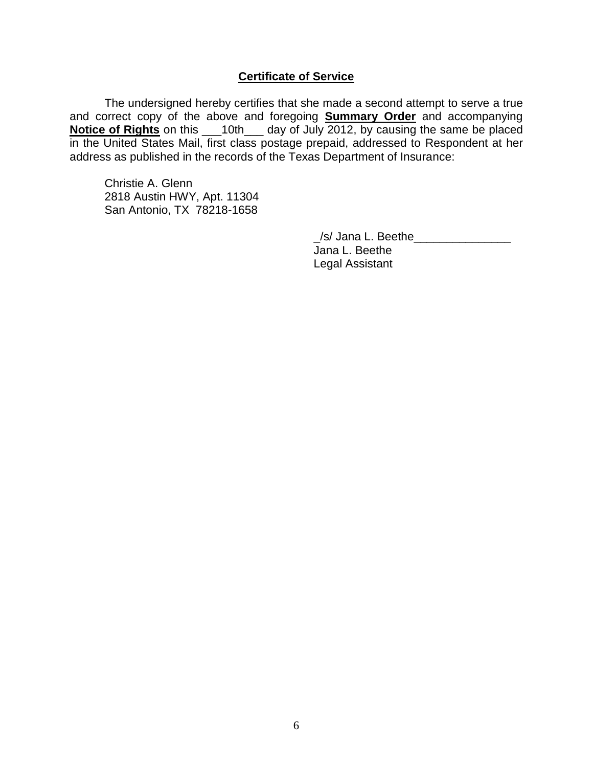## Certificate of Service

The undersigned hereby certifies that she made a second attempt to serve a true and correct copy of the above and foregoing **Summary Order** and accompanying **Notice of Rights** on this ___10th___ day of July 2012, by causing the same be placed in the United States Mail, first class postage prepaid, addressed to Respondent at her address as published in the records of the Texas Department of Insurance:

Christie A. Glenn
2818 Austin HWY, Apt. 11304
San Antonio, TX 78218-1658

_/s/ Jana L. Beethe_______________
Jana L. Beethe
Legal Assistant